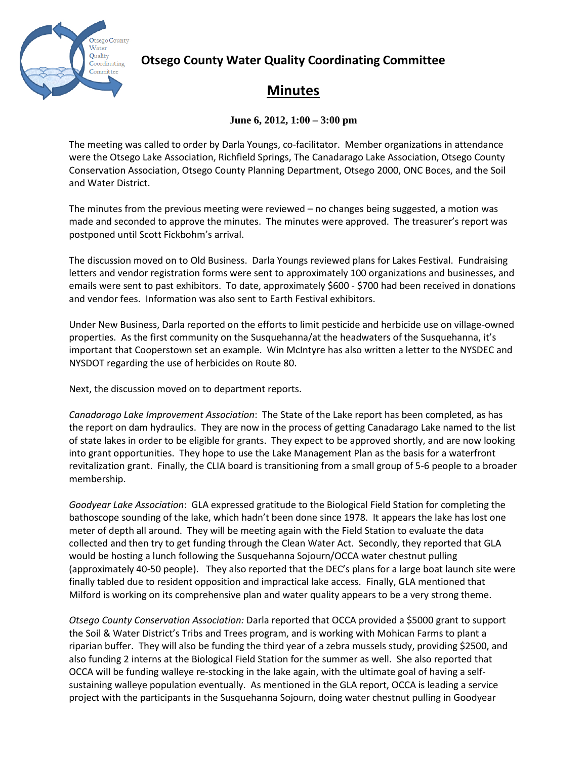# Otsego County Water Quality Coordinating Committee

## Minutes

**June 6, 2012, 1:00 – 3:00 pm**

The meeting was called to order by Darla Youngs, co-facilitator. Member organizations in attendance were the Otsego Lake Association, Richfield Springs, The Canadarago Lake Association, Otsego County Conservation Association, Otsego County Planning Department, Otsego 2000, ONC Boces, and the Soil and Water District.

The minutes from the previous meeting were reviewed – no changes being suggested, a motion was made and seconded to approve the minutes. The minutes were approved. The treasurer's report was postponed until Scott Fickbohm's arrival.

The discussion moved on to Old Business. Darla Youngs reviewed plans for Lakes Festival. Fundraising letters and vendor registration forms were sent to approximately 100 organizations and businesses, and emails were sent to past exhibitors. To date, approximately $600 - $700 had been received in donations and vendor fees. Information was also sent to Earth Festival exhibitors.

Under New Business, Darla reported on the efforts to limit pesticide and herbicide use on village-owned properties. As the first community on the Susquehanna/at the headwaters of the Susquehanna, it's important that Cooperstown set an example. Win McIntyre has also written a letter to the NYSDEC and NYSDOT regarding the use of herbicides on Route 80.

Next, the discussion moved on to department reports.

*Canadarago Lake Improvement Association*: The State of the Lake report has been completed, as has the report on dam hydraulics. They are now in the process of getting Canadarago Lake named to the list of state lakes in order to be eligible for grants. They expect to be approved shortly, and are now looking into grant opportunities. They hope to use the Lake Management Plan as the basis for a waterfront revitalization grant. Finally, the CLIA board is transitioning from a small group of 5-6 people to a broader membership.

*Goodyear Lake Association*: GLA expressed gratitude to the Biological Field Station for completing the bathoscope sounding of the lake, which hadn't been done since 1978. It appears the lake has lost one meter of depth all around. They will be meeting again with the Field Station to evaluate the data collected and then try to get funding through the Clean Water Act. Secondly, they reported that GLA would be hosting a lunch following the Susquehanna Sojourn/OCCA water chestnut pulling (approximately 40-50 people). They also reported that the DEC's plans for a large boat launch site were finally tabled due to resident opposition and impractical lake access. Finally, GLA mentioned that Milford is working on its comprehensive plan and water quality appears to be a very strong theme.

*Otsego County Conservation Association:* Darla reported that OCCA provided a $5000 grant to support the Soil & Water District's Tribs and Trees program, and is working with Mohican Farms to plant a riparian buffer. They will also be funding the third year of a zebra mussels study, providing $2500, and also funding 2 interns at the Biological Field Station for the summer as well. She also reported that OCCA will be funding walleye re-stocking in the lake again, with the ultimate goal of having a self-sustaining walleye population eventually. As mentioned in the GLA report, OCCA is leading a service project with the participants in the Susquehanna Sojourn, doing water chestnut pulling in Goodyear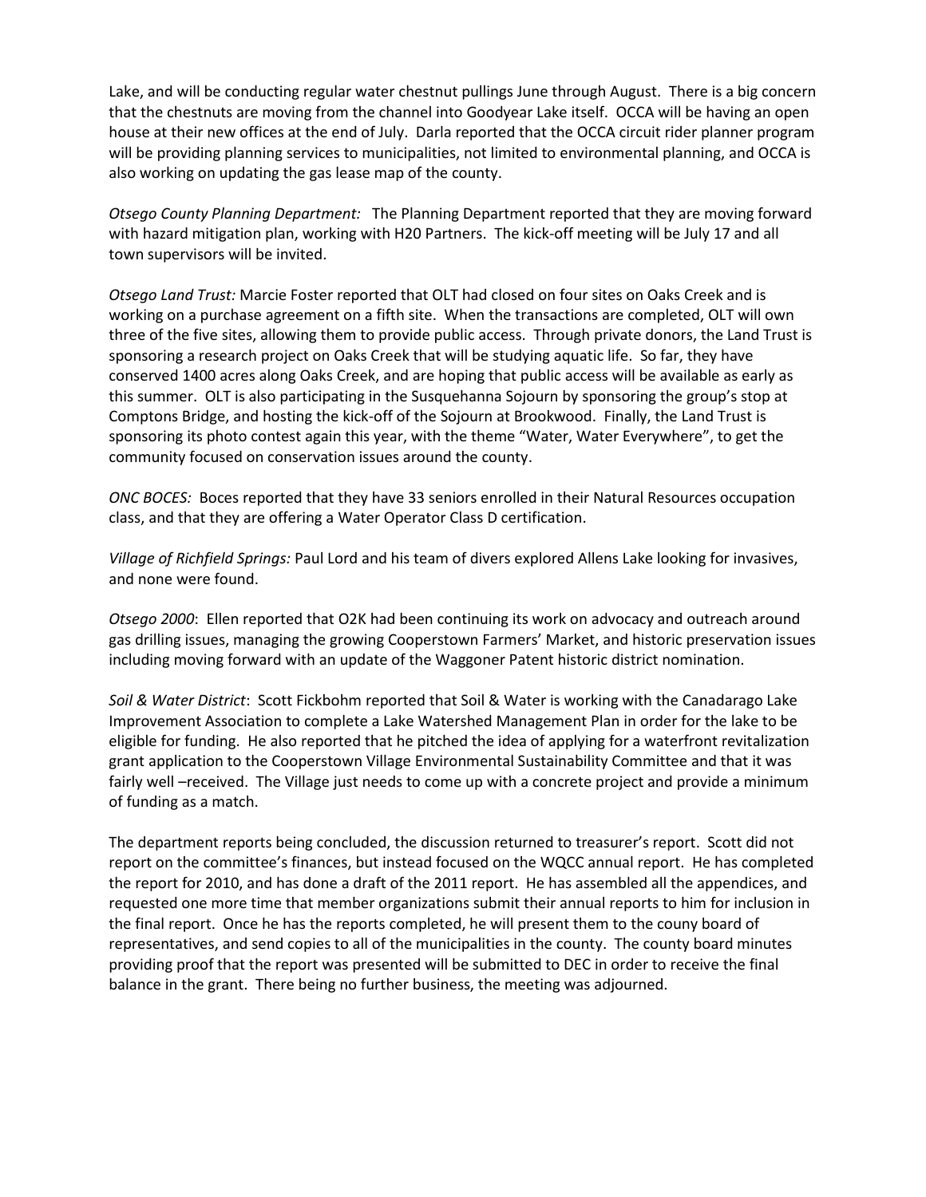Lake, and will be conducting regular water chestnut pullings June through August. There is a big concern that the chestnuts are moving from the channel into Goodyear Lake itself. OCCA will be having an open house at their new offices at the end of July. Darla reported that the OCCA circuit rider planner program will be providing planning services to municipalities, not limited to environmental planning, and OCCA is also working on updating the gas lease map of the county.

*Otsego County Planning Department:* The Planning Department reported that they are moving forward with hazard mitigation plan, working with H20 Partners. The kick-off meeting will be July 17 and all town supervisors will be invited.

*Otsego Land Trust:* Marcie Foster reported that OLT had closed on four sites on Oaks Creek and is working on a purchase agreement on a fifth site. When the transactions are completed, OLT will own three of the five sites, allowing them to provide public access. Through private donors, the Land Trust is sponsoring a research project on Oaks Creek that will be studying aquatic life. So far, they have conserved 1400 acres along Oaks Creek, and are hoping that public access will be available as early as this summer. OLT is also participating in the Susquehanna Sojourn by sponsoring the group's stop at Comptons Bridge, and hosting the kick-off of the Sojourn at Brookwood. Finally, the Land Trust is sponsoring its photo contest again this year, with the theme "Water, Water Everywhere", to get the community focused on conservation issues around the county.

*ONC BOCES:* Boces reported that they have 33 seniors enrolled in their Natural Resources occupation class, and that they are offering a Water Operator Class D certification.

*Village of Richfield Springs:* Paul Lord and his team of divers explored Allens Lake looking for invasives, and none were found.

*Otsego 2000*: Ellen reported that O2K had been continuing its work on advocacy and outreach around gas drilling issues, managing the growing Cooperstown Farmers' Market, and historic preservation issues including moving forward with an update of the Waggoner Patent historic district nomination.

*Soil & Water District*: Scott Fickbohm reported that Soil & Water is working with the Canadarago Lake Improvement Association to complete a Lake Watershed Management Plan in order for the lake to be eligible for funding. He also reported that he pitched the idea of applying for a waterfront revitalization grant application to the Cooperstown Village Environmental Sustainability Committee and that it was fairly well –received. The Village just needs to come up with a concrete project and provide a minimum of funding as a match.

The department reports being concluded, the discussion returned to treasurer's report. Scott did not report on the committee's finances, but instead focused on the WQCC annual report. He has completed the report for 2010, and has done a draft of the 2011 report. He has assembled all the appendices, and requested one more time that member organizations submit their annual reports to him for inclusion in the final report. Once he has the reports completed, he will present them to the couny board of representatives, and send copies to all of the municipalities in the county. The county board minutes providing proof that the report was presented will be submitted to DEC in order to receive the final balance in the grant. There being no further business, the meeting was adjourned.